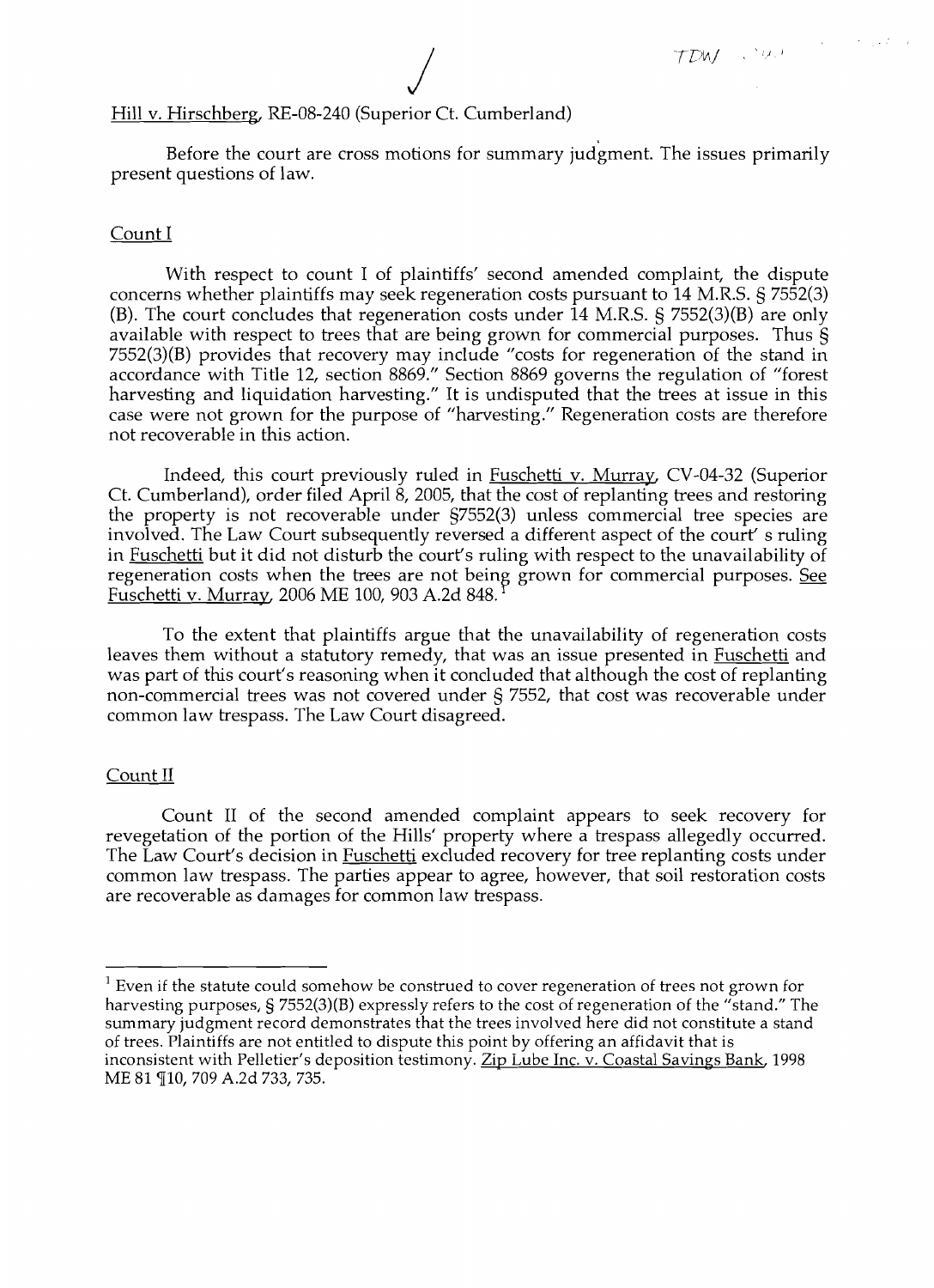Hill v. Hirschberg, RE-08-240 (Superior Ct. Cumberland)

Before the court are cross motions for summary judgment. The issues primarily present questions of law.

Count I

With respect to count I of plaintiffs' second amended complaint, the dispute concerns whether plaintiffs may seek regeneration costs pursuant to 14 M.R.S. § 7552(3)(B). The court concludes that regeneration costs under 14 M.R.S. § 7552(3)(B) are only available with respect to trees that are being grown for commercial purposes. Thus § 7552(3)(B) provides that recovery may include "costs for regeneration of the stand in accordance with Title 12, section 8869." Section 8869 governs the regulation of "forest harvesting and liquidation harvesting." It is undisputed that the trees at issue in this case were not grown for the purpose of "harvesting." Regeneration costs are therefore not recoverable in this action.

Indeed, this court previously ruled in Fuschetti v. Murray, CV-04-32 (Superior Ct. Cumberland), order filed April 8, 2005, that the cost of replanting trees and restoring the property is not recoverable under §7552(3) unless commercial tree species are involved. The Law Court subsequently reversed a different aspect of the court' s ruling in Fuschetti but it did not disturb the court's ruling with respect to the unavailability of regeneration costs when the trees are not being grown for commercial purposes. See Fuschetti v. Murray, 2006 ME 100, 903 A.2d 848.[1]

To the extent that plaintiffs argue that the unavailability of regeneration costs leaves them without a statutory remedy, that was an issue presented in Fuschetti and was part of this court's reasoning when it concluded that although the cost of replanting non-commercial trees was not covered under § 7552, that cost was recoverable under common law trespass. The Law Court disagreed.

Count II

Count II of the second amended complaint appears to seek recovery for revegetation of the portion of the Hills' property where a trespass allegedly occurred. The Law Court's decision in Fuschetti excluded recovery for tree replanting costs under common law trespass. The parties appear to agree, however, that soil restoration costs are recoverable as damages for common law trespass.

---

[1] Even if the statute could somehow be construed to cover regeneration of trees not grown for harvesting purposes, § 7552(3)(B) expressly refers to the cost of regeneration of the "stand." The summary judgment record demonstrates that the trees involved here did not constitute a stand of trees. Plaintiffs are not entitled to dispute this point by offering an affidavit that is inconsistent with Pelletier's deposition testimony. Zip Lube Inc. v. Coastal Savings Bank, 1998 ME 81 ¶10, 709 A.2d 733, 735.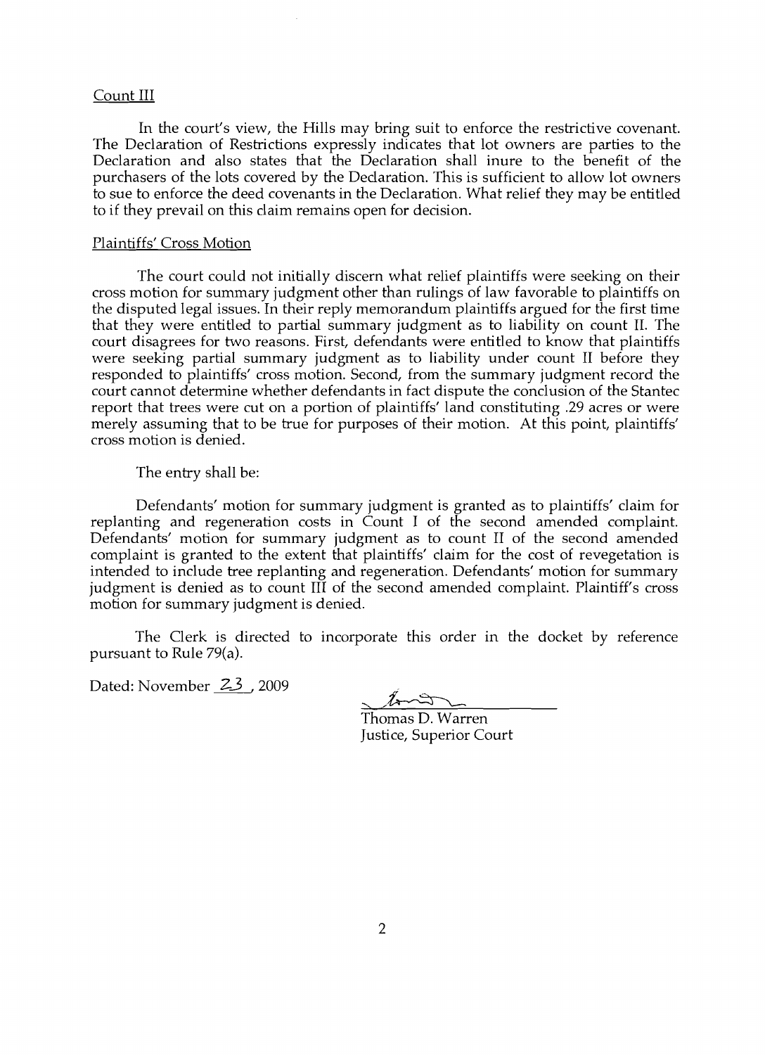Count III

In the court's view, the Hills may bring suit to enforce the restrictive covenant. The Declaration of Restrictions expressly indicates that lot owners are parties to the Declaration and also states that the Declaration shall inure to the benefit of the purchasers of the lots covered by the Declaration. This is sufficient to allow lot owners to sue to enforce the deed covenants in the Declaration. What relief they may be entitled to if they prevail on this claim remains open for decision.

Plaintiffs' Cross Motion

The court could not initially discern what relief plaintiffs were seeking on their cross motion for summary judgment other than rulings of law favorable to plaintiffs on the disputed legal issues. In their reply memorandum plaintiffs argued for the first time that they were entitled to partial summary judgment as to liability on count II. The court disagrees for two reasons. First, defendants were entitled to know that plaintiffs were seeking partial summary judgment as to liability under count II before they responded to plaintiffs' cross motion. Second, from the summary judgment record the court cannot determine whether defendants in fact dispute the conclusion of the Stantec report that trees were cut on a portion of plaintiffs' land constituting .29 acres or were merely assuming that to be true for purposes of their motion. At this point, plaintiffs' cross motion is denied.

The entry shall be:

Defendants' motion for summary judgment is granted as to plaintiffs' claim for replanting and regeneration costs in Count I of the second amended complaint. Defendants' motion for summary judgment as to count II of the second amended complaint is granted to the extent that plaintiffs' claim for the cost of revegetation is intended to include tree replanting and regeneration. Defendants' motion for summary judgment is denied as to count III of the second amended complaint. Plaintiff's cross motion for summary judgment is denied.

The Clerk is directed to incorporate this order in the docket by reference pursuant to Rule 79(a).

Dated: November 23, 2009

Thomas D. Warren
Justice, Superior Court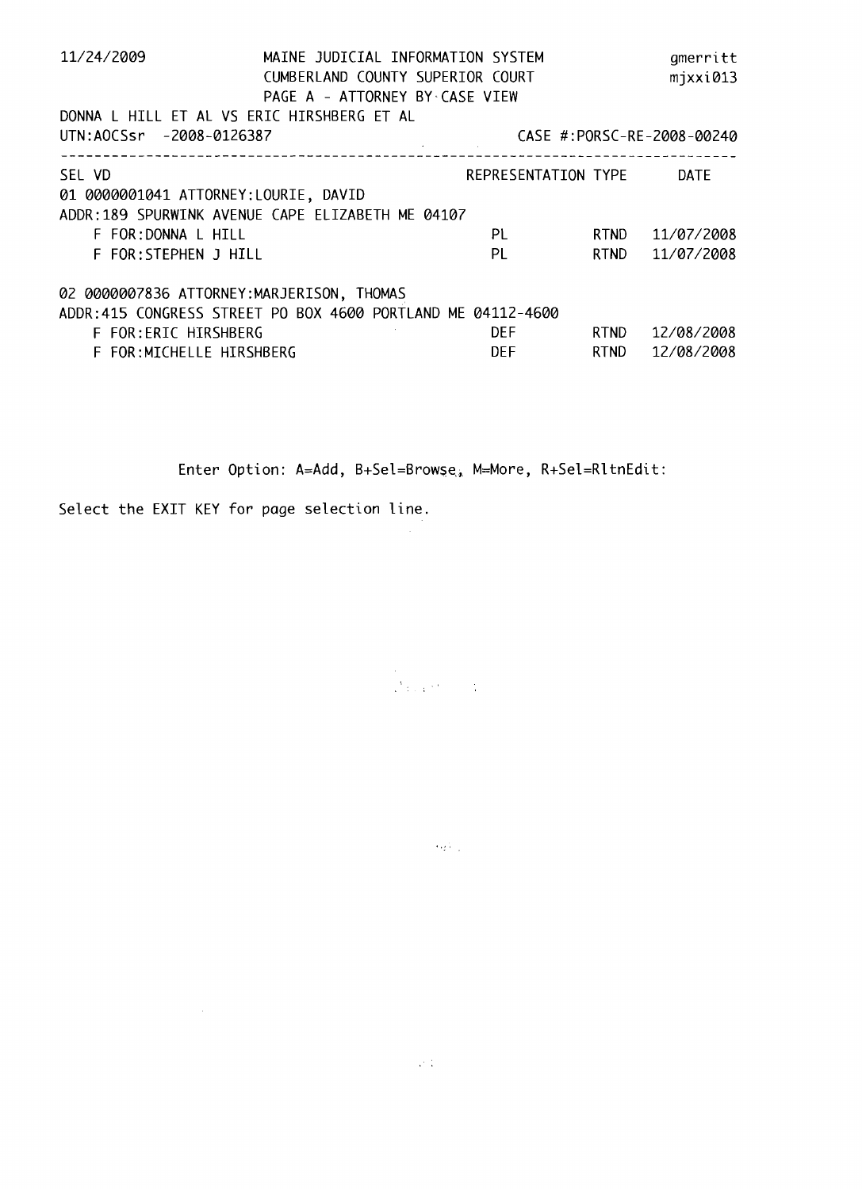11/24/2009 MAINE JUDICIAL INFORMATION SYSTEM gmerritt

CUMBERLAND COUNTY SUPERIOR COURT mjxxi013

PAGE A - ATTORNEY BY CASE VIEW

DONNA L HILL ET AL VS ERIC HIRSHBERG ET AL

UTN:AOCSsr -2008-0126387 CASE #:PORSC-RE-2008-00240

---

| SEL VD | REPRESENTATION TYPE | | DATE |
|---|---|---|---|
| 01 0000001041 ATTORNEY:LOURIE, DAVID | | | |
| ADDR:189 SPURWINK AVENUE CAPE ELIZABETH ME 04107 | | | |
| F FOR:DONNA L HILL | PL | RTND | 11/07/2008 |
| F FOR:STEPHEN J HILL | PL | RTND | 11/07/2008 |
| 02 0000007836 ATTORNEY:MARJERISON, THOMAS | | | |
| ADDR:415 CONGRESS STREET PO BOX 4600 PORTLAND ME 04112-4600 | | | |
| F FOR:ERIC HIRSHBERG | DEF | RTND | 12/08/2008 |
| F FOR:MICHELLE HIRSHBERG | DEF | RTND | 12/08/2008 |

Enter Option: A=Add, B+Sel=Browse, M=More, R+Sel=RltnEdit:

Select the EXIT KEY for page selection line.